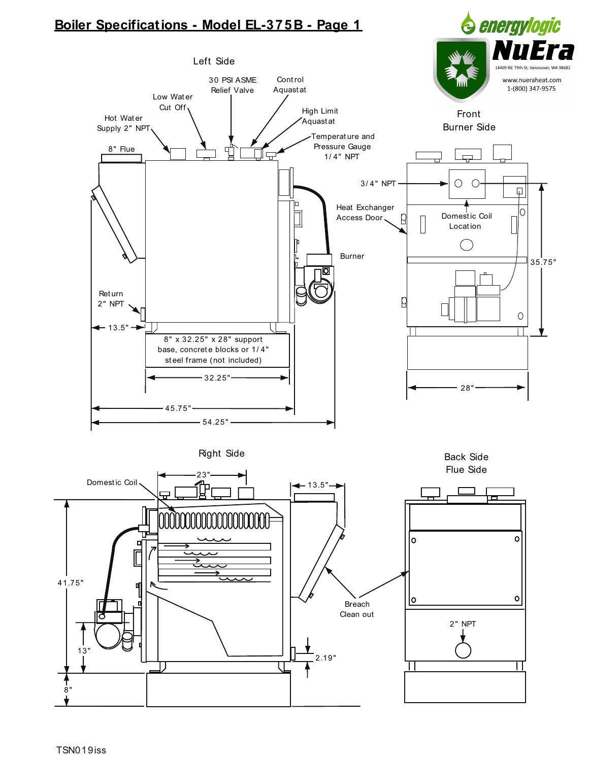# Boiler Specifications - Model EL-375B - Page 1

energylogic

NuEra

14409 NE 79th St, Vancouver, WA 98682

www.nueraheat.com

1-(800) 347-9575

## Left Side

- 30 PSI ASME Relief Valve
- Control Aquastat
- Low Water Cut Off
- High Limit Aquastat
- Hot Water Supply 2" NPT
- Temperature and Pressure Gauge 1/4" NPT
- 8" Flue
- Heat Exchanger Access Door
- Burner
- Return 2" NPT
- 13.5"
- 8" x 32.25" x 28" support base, concrete blocks or 1/4" steel frame (not included)
- 32.25"
- 45.75"
- 54.25"

## Front Burner Side

- 3/4" NPT
- Domestic Coil Location
- 35.75"
- 28"

## Right Side

- 23"
- 13.5"
- Domestic Coil
- 41.75"
- 13"
- 8"
- 2.19"
- Breach Clean out

## Back Side Flue Side

- 2" NPT

TSN019iss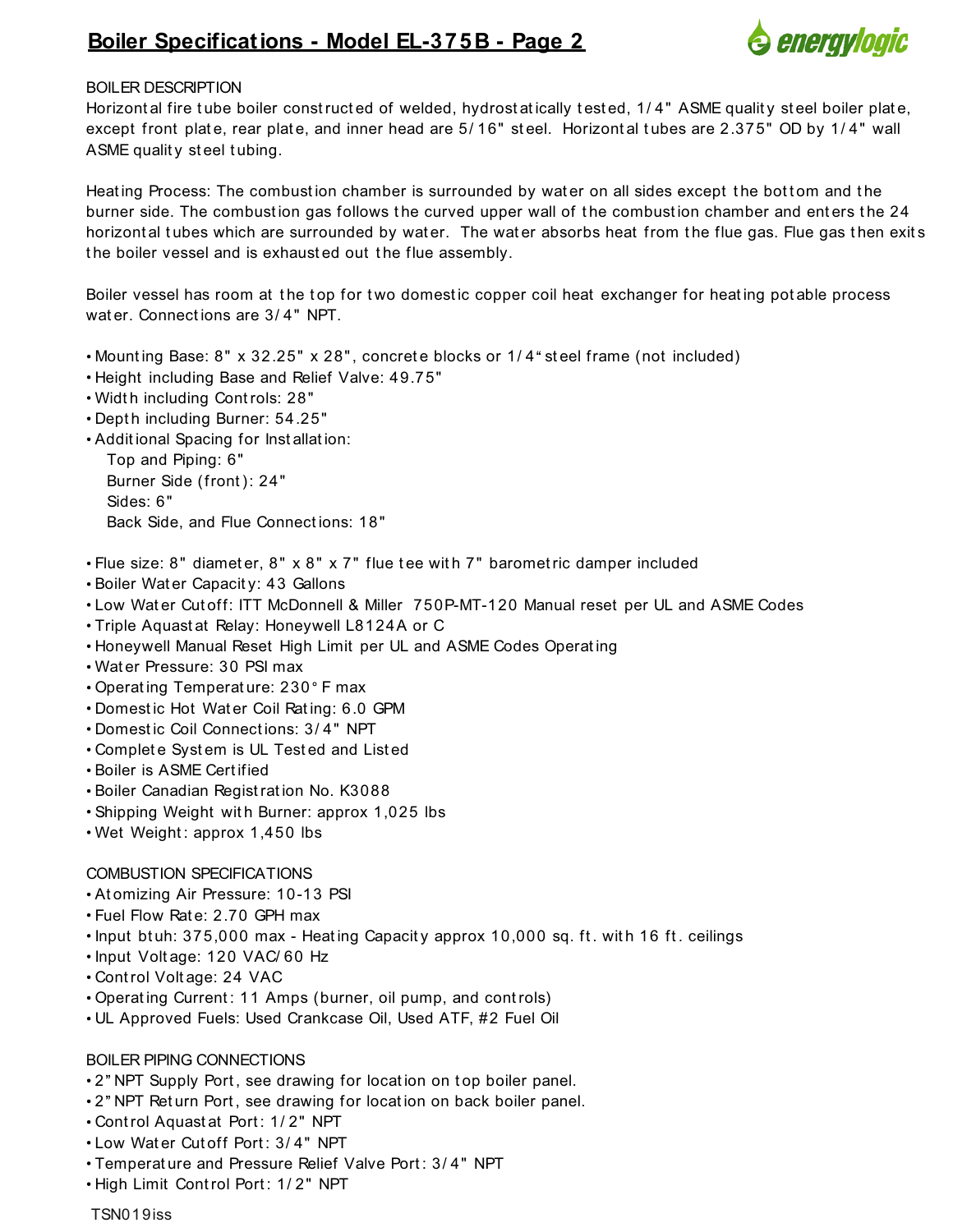# Boiler Specifications - Model EL-375B - Page 2

energylogic

BOILER DESCRIPTION
Horizontal fire tube boiler constructed of welded, hydrostatically tested, 1/4" ASME quality steel boiler plate, except front plate, rear plate, and inner head are 5/16" steel. Horizontal tubes are 2.375" OD by 1/4" wall ASME quality steel tubing.

Heating Process: The combustion chamber is surrounded by water on all sides except the bottom and the burner side. The combustion gas follows the curved upper wall of the combustion chamber and enters the 24 horizontal tubes which are surrounded by water. The water absorbs heat from the flue gas. Flue gas then exits the boiler vessel and is exhausted out the flue assembly.

Boiler vessel has room at the top for two domestic copper coil heat exchanger for heating potable process water. Connections are 3/4" NPT.

- Mounting Base: 8" x 32.25" x 28", concrete blocks or 1/4" steel frame (not included)
- Height including Base and Relief Valve: 49.75"
- Width including Controls: 28"
- Depth including Burner: 54.25"
- Additional Spacing for Installation:
  - Top and Piping: 6"
  - Burner Side (front): 24"
  - Sides: 6"
  - Back Side, and Flue Connections: 18"

- Flue size: 8" diameter, 8" x 8" x 7" flue tee with 7" barometric damper included
- Boiler Water Capacity: 43 Gallons
- Low Water Cutoff: ITT McDonnell & Miller 750P-MT-120 Manual reset per UL and ASME Codes
- Triple Aquastat Relay: Honeywell L8124A or C
- Honeywell Manual Reset High Limit per UL and ASME Codes Operating
- Water Pressure: 30 PSI max
- Operating Temperature: 230° F max
- Domestic Hot Water Coil Rating: 6.0 GPM
- Domestic Coil Connections: 3/4" NPT
- Complete System is UL Tested and Listed
- Boiler is ASME Certified
- Boiler Canadian Registration No. K3088
- Shipping Weight with Burner: approx 1,025 lbs
- Wet Weight: approx 1,450 lbs

COMBUSTION SPECIFICATIONS
- Atomizing Air Pressure: 10-13 PSI
- Fuel Flow Rate: 2.70 GPH max
- Input btuh: 375,000 max - Heating Capacity approx 10,000 sq. ft. with 16 ft. ceilings
- Input Voltage: 120 VAC/60 Hz
- Control Voltage: 24 VAC
- Operating Current: 11 Amps (burner, oil pump, and controls)
- UL Approved Fuels: Used Crankcase Oil, Used ATF, #2 Fuel Oil

BOILER PIPING CONNECTIONS
- 2" NPT Supply Port, see drawing for location on top boiler panel.
- 2" NPT Return Port, see drawing for location on back boiler panel.
- Control Aquastat Port: 1/2" NPT
- Low Water Cutoff Port: 3/4" NPT
- Temperature and Pressure Relief Valve Port: 3/4" NPT
- High Limit Control Port: 1/2" NPT

TSN019iss